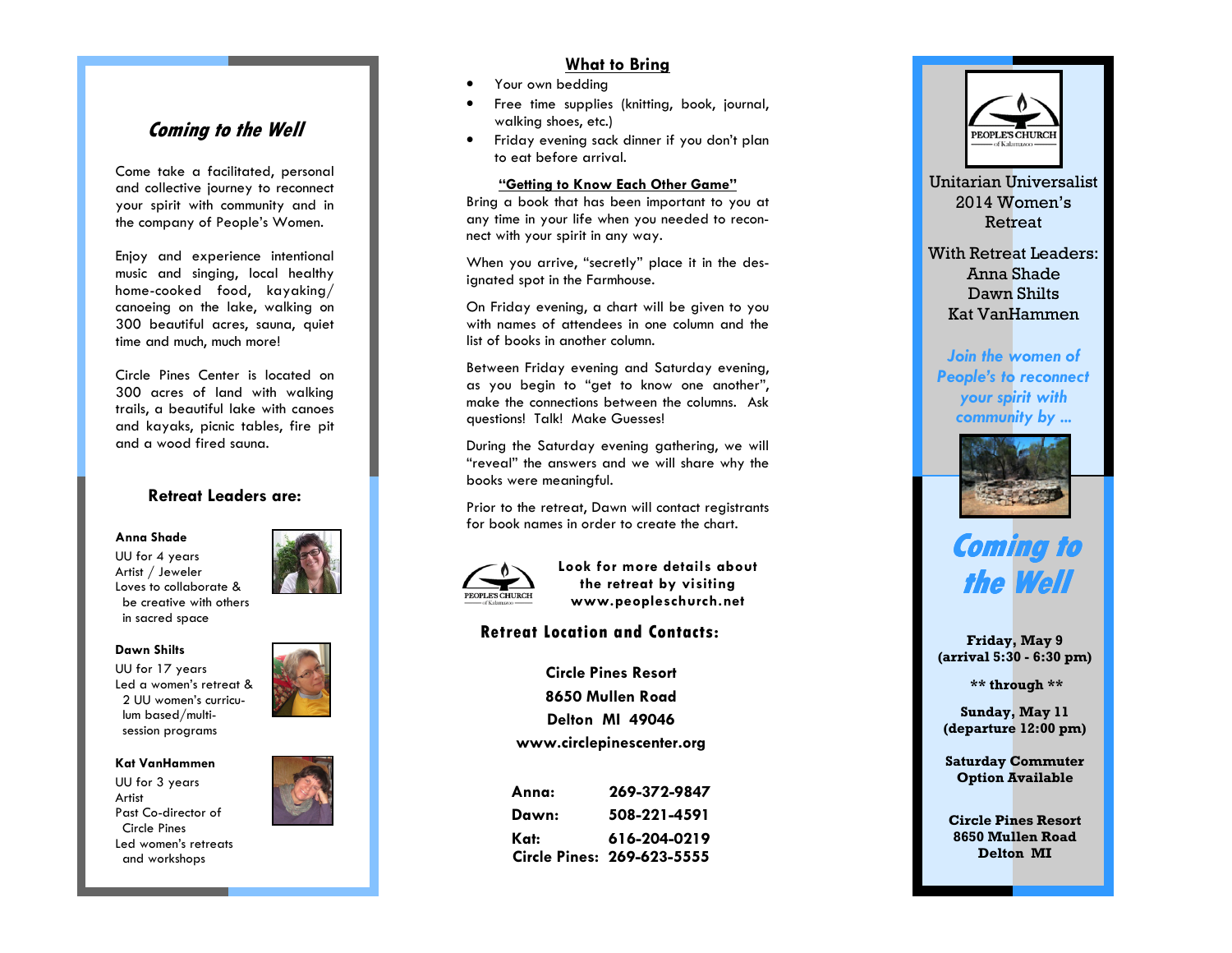## Coming to the Well

Come take a facilitated, personal and collective journey to reconnect your spirit with community and in the company of People's Women.

Enjoy and experience intentional music and singing, local healthy home-cooked food, kayaking/canoeing on the lake, walking on 300 beautiful acres, sauna, quiet time and much, much more!

Circle Pines Center is located on 300 acres of land with walking trails, a beautiful lake with canoes and kayaks, picnic tables, fire pit and a wood fired sauna.

### Retreat Leaders are:

**Anna Shade**
UU for 4 years
Artist / Jeweler
Loves to collaborate & be creative with others in sacred space

**Dawn Shilts**
UU for 17 years
Led a women's retreat & 2 UU women's curriculum based/multi-session programs

**Kat VanHammen**
UU for 3 years
Artist
Past Co-director of Circle Pines
Led women's retreats and workshops

### What to Bring

- Your own bedding
- Free time supplies (knitting, book, journal, walking shoes, etc.)
- Friday evening sack dinner if you don't plan to eat before arrival.

### "Getting to Know Each Other Game"

Bring a book that has been important to you at any time in your life when you needed to reconnect with your spirit in any way.

When you arrive, "secretly" place it in the designated spot in the Farmhouse.

On Friday evening, a chart will be given to you with names of attendees in one column and the list of books in another column.

Between Friday evening and Saturday evening, as you begin to "get to know one another", make the connections between the columns. Ask questions! Talk! Make Guesses!

During the Saturday evening gathering, we will "reveal" the answers and we will share why the books were meaningful.

Prior to the retreat, Dawn will contact registrants for book names in order to create the chart.

PEOPLE'S CHURCH of Kalamazoo

**Look for more details about the retreat by visiting www.peopleschurch.net**

### Retreat Location and Contacts:

**Circle Pines Resort**
**8650 Mullen Road**
**Delton MI 49046**
**www.circlepinescenter.org**

| | |
|---|---|
| **Anna:** | **269-372-9847** |
| **Dawn:** | **508-221-4591** |
| **Kat:** | **616-204-0219** |
| **Circle Pines:** | **269-623-5555** |

PEOPLE'S CHURCH of Kalamazoo

Unitarian Universalist 2014 Women's Retreat

With Retreat Leaders:
Anna Shade
Dawn Shilts
Kat VanHammen

*Join the women of People's to reconnect your spirit with community by ...*

# Coming to the Well

**Friday, May 9**
**(arrival 5:30 - 6:30 pm)**

**\*\* through \*\***

**Sunday, May 11**
**(departure 12:00 pm)**

**Saturday Commuter Option Available**

**Circle Pines Resort**
**8650 Mullen Road**
**Delton MI**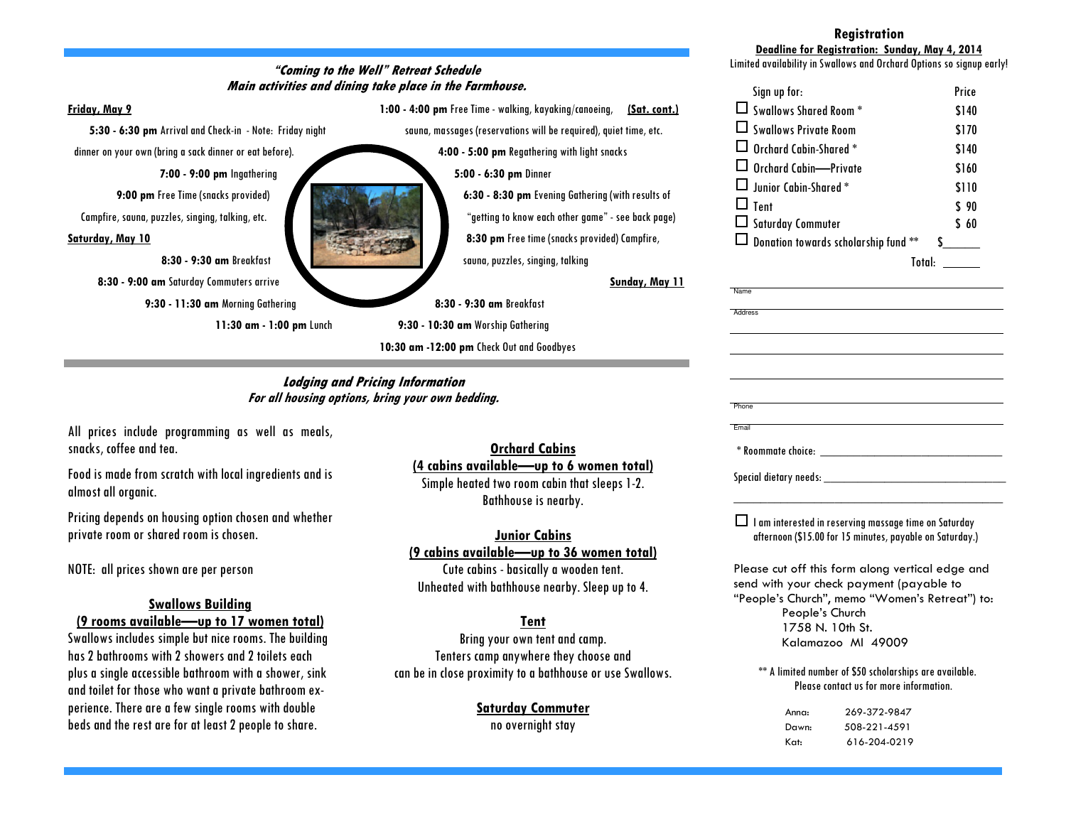## *"Coming to the Well" Retreat Schedule*
### *Main activities and dining take place in the Farmhouse.*

**Friday, May 9**

**5:30 - 6:30 pm** Arrival and Check-in - Note: Friday night dinner on your own (bring a sack dinner or eat before).

**7:00 - 9:00 pm** Ingathering

**9:00 pm** Free Time (snacks provided) Campfire, sauna, puzzles, singing, talking, etc.

**Saturday, May 10**

**8:30 - 9:30 am** Breakfast

**8:30 - 9:00 am** Saturday Commuters arrive

**9:30 - 11:30 am** Morning Gathering

**11:30 am - 1:00 pm** Lunch

**(Sat. cont.)**

**1:00 - 4:00 pm** Free Time - walking, kayaking/canoeing, sauna, massages (reservations will be required), quiet time, etc.

**4:00 - 5:00 pm** Regathering with light snacks

**5:00 - 6:30 pm** Dinner

**6:30 - 8:30 pm** Evening Gathering (with results of "getting to know each other game" - see back page)

**8:30 pm** Free time (snacks provided) Campfire, sauna, puzzles, singing, talking

**Sunday, May 11**

**8:30 - 9:30 am** Breakfast

**9:30 - 10:30 am** Worship Gathering

**10:30 am -12:00 pm** Check Out and Goodbyes

## *Lodging and Pricing Information*
### *For all housing options, bring your own bedding.*

All prices include programming as well as meals, snacks, coffee and tea.

Food is made from scratch with local ingredients and is almost all organic.

Pricing depends on housing option chosen and whether private room or shared room is chosen.

NOTE: all prices shown are per person

**Swallows Building**
**(9 rooms available—up to 17 women total)**

Swallows includes simple but nice rooms. The building has 2 bathrooms with 2 showers and 2 toilets each plus a single accessible bathroom with a shower, sink and toilet for those who want a private bathroom experience. There are a few single rooms with double beds and the rest are for at least 2 people to share.

**Orchard Cabins**
**(4 cabins available—up to 6 women total)**

Simple heated two room cabin that sleeps 1-2.
Bathhouse is nearby.

**Junior Cabins**
**(9 cabins available—up to 36 women total)**

Cute cabins - basically a wooden tent.
Unheated with bathhouse nearby. Sleep up to 4.

**Tent**

Bring your own tent and camp.
Tenters camp anywhere they choose and can be in close proximity to a bathhouse or use Swallows.

**Saturday Commuter**

no overnight stay

## Registration

**Deadline for Registration: Sunday, May 4, 2014**

Limited availability in Swallows and Orchard Options so signup early!

| Sign up for: | Price |
|---|---|
| ☐ Swallows Shared Room * | $140 |
| ☐ Swallows Private Room | $170 |
| ☐ Orchard Cabin-Shared * | $140 |
| ☐ Orchard Cabin—Private | $160 |
| ☐ Junior Cabin-Shared * | $110 |
| ☐ Tent | $ 90 |
| ☐ Saturday Commuter | $ 60 |
| ☐ Donation towards scholarship fund ** | $______ |
| Total: | ______ |

Name ______________________________

Address ______________________________

______________________________

______________________________

______________________________

Phone ______________________________

Email ______________________________

* Roommate choice: ______________________________

Special dietary needs: ______________________________

______________________________

☐ I am interested in reserving massage time on Saturday afternoon ($15.00 for 15 minutes, payable on Saturday.)

Please cut off this form along vertical edge and send with your check payment (payable to "People's Church", memo "Women's Retreat") to:

People's Church
1758 N. 10th St.
Kalamazoo MI 49009

** A limited number of $50 scholarships are available. Please contact us for more information.

| | |
|---|---|
| Anna: | 269-372-9847 |
| Dawn: | 508-221-4591 |
| Kat: | 616-204-0219 |